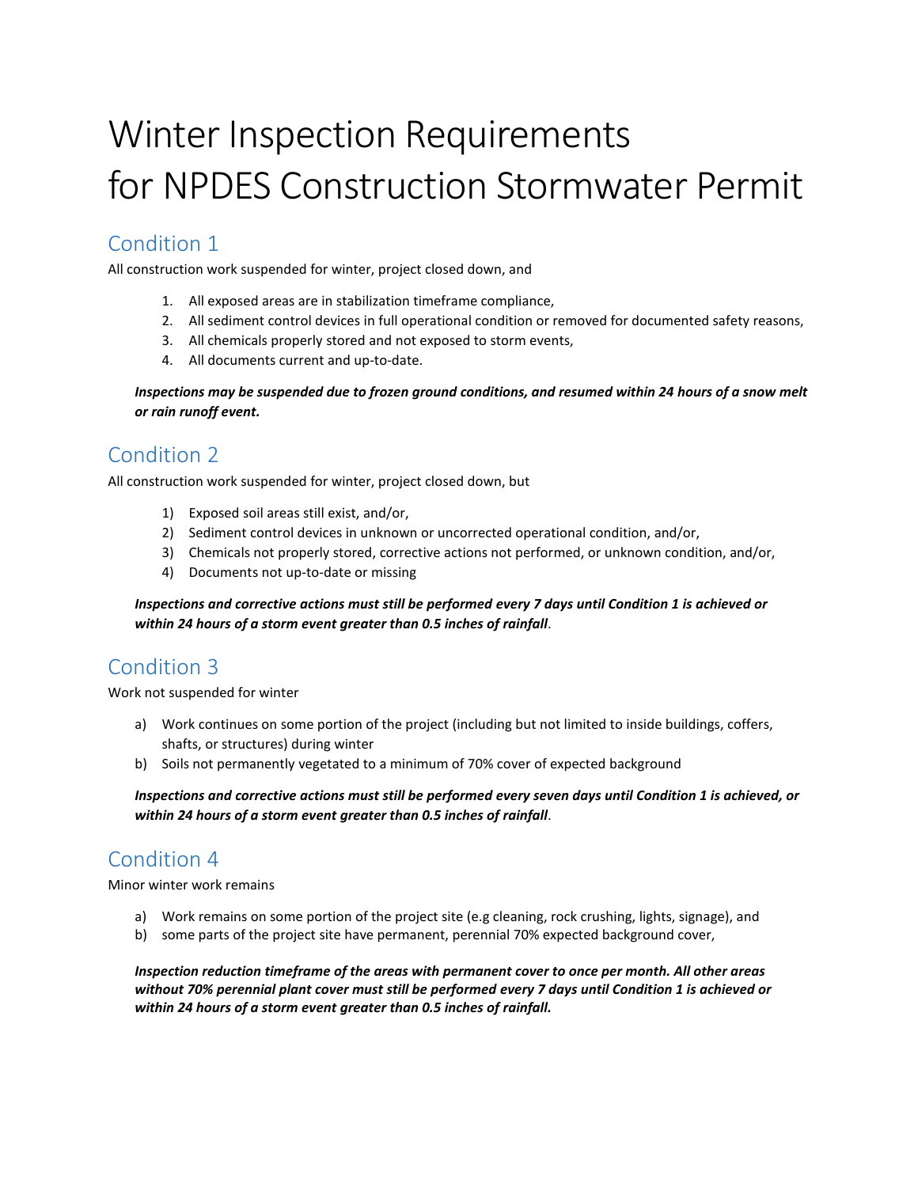# Winter Inspection Requirements for NPDES Construction Stormwater Permit

## Condition 1

All construction work suspended for winter, project closed down, and

1. All exposed areas are in stabilization timeframe compliance,
2. All sediment control devices in full operational condition or removed for documented safety reasons,
3. All chemicals properly stored and not exposed to storm events,
4. All documents current and up-to-date.

***Inspections may be suspended due to frozen ground conditions, and resumed within 24 hours of a snow melt or rain runoff event.***

## Condition 2

All construction work suspended for winter, project closed down, but

1) Exposed soil areas still exist, and/or,
2) Sediment control devices in unknown or uncorrected operational condition, and/or,
3) Chemicals not properly stored, corrective actions not performed, or unknown condition, and/or,
4) Documents not up-to-date or missing

***Inspections and corrective actions must still be performed every 7 days until Condition 1 is achieved or within 24 hours of a storm event greater than 0.5 inches of rainfall***.

## Condition 3

Work not suspended for winter

a) Work continues on some portion of the project (including but not limited to inside buildings, coffers, shafts, or structures) during winter
b) Soils not permanently vegetated to a minimum of 70% cover of expected background

***Inspections and corrective actions must still be performed every seven days until Condition 1 is achieved, or within 24 hours of a storm event greater than 0.5 inches of rainfall***.

## Condition 4

Minor winter work remains

a) Work remains on some portion of the project site (e.g cleaning, rock crushing, lights, signage), and
b) some parts of the project site have permanent, perennial 70% expected background cover,

***Inspection reduction timeframe of the areas with permanent cover to once per month. All other areas without 70% perennial plant cover must still be performed every 7 days until Condition 1 is achieved or within 24 hours of a storm event greater than 0.5 inches of rainfall.***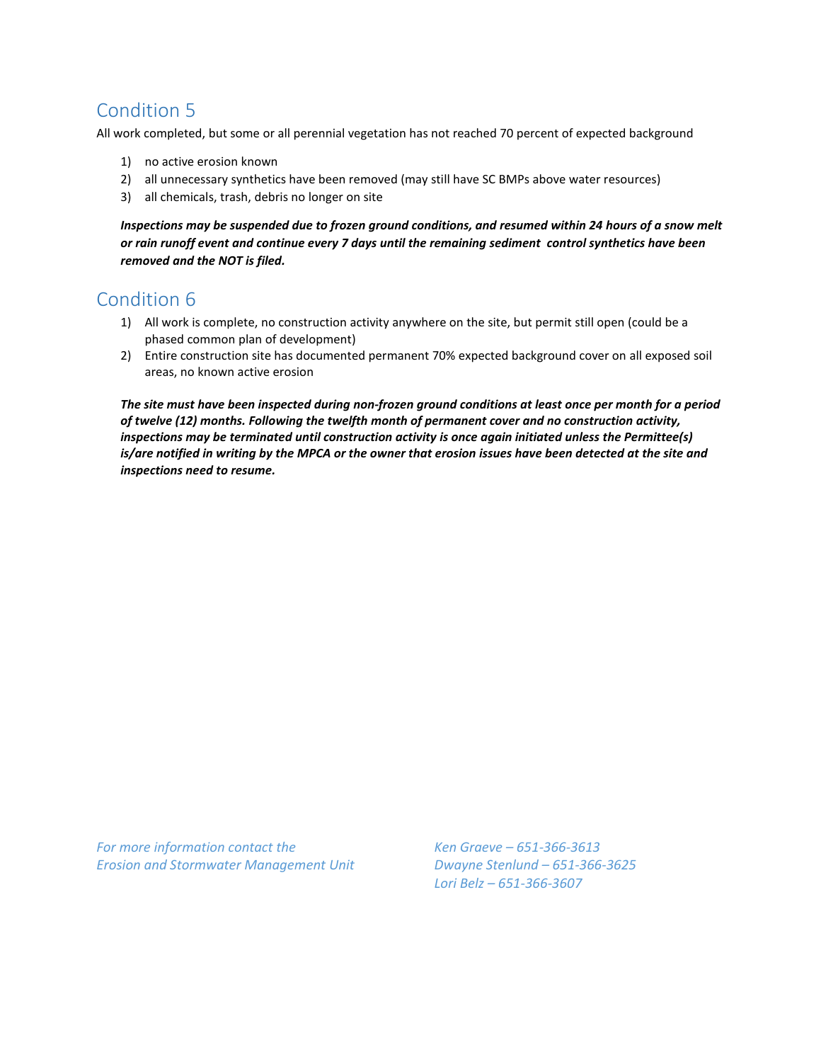## Condition 5

All work completed, but some or all perennial vegetation has not reached 70 percent of expected background

1) no active erosion known
2) all unnecessary synthetics have been removed (may still have SC BMPs above water resources)
3) all chemicals, trash, debris no longer on site

***Inspections may be suspended due to frozen ground conditions, and resumed within 24 hours of a snow melt or rain runoff event and continue every 7 days until the remaining sediment control synthetics have been removed and the NOT is filed.***

## Condition 6

1) All work is complete, no construction activity anywhere on the site, but permit still open (could be a phased common plan of development)
2) Entire construction site has documented permanent 70% expected background cover on all exposed soil areas, no known active erosion

***The site must have been inspected during non-frozen ground conditions at least once per month for a period of twelve (12) months. Following the twelfth month of permanent cover and no construction activity, inspections may be terminated until construction activity is once again initiated unless the Permittee(s) is/are notified in writing by the MPCA or the owner that erosion issues have been detected at the site and inspections need to resume.***

*For more information contact the*
*Erosion and Stormwater Management Unit*

*Ken Graeve – 651-366-3613*
*Dwayne Stenlund – 651-366-3625*
*Lori Belz – 651-366-3607*